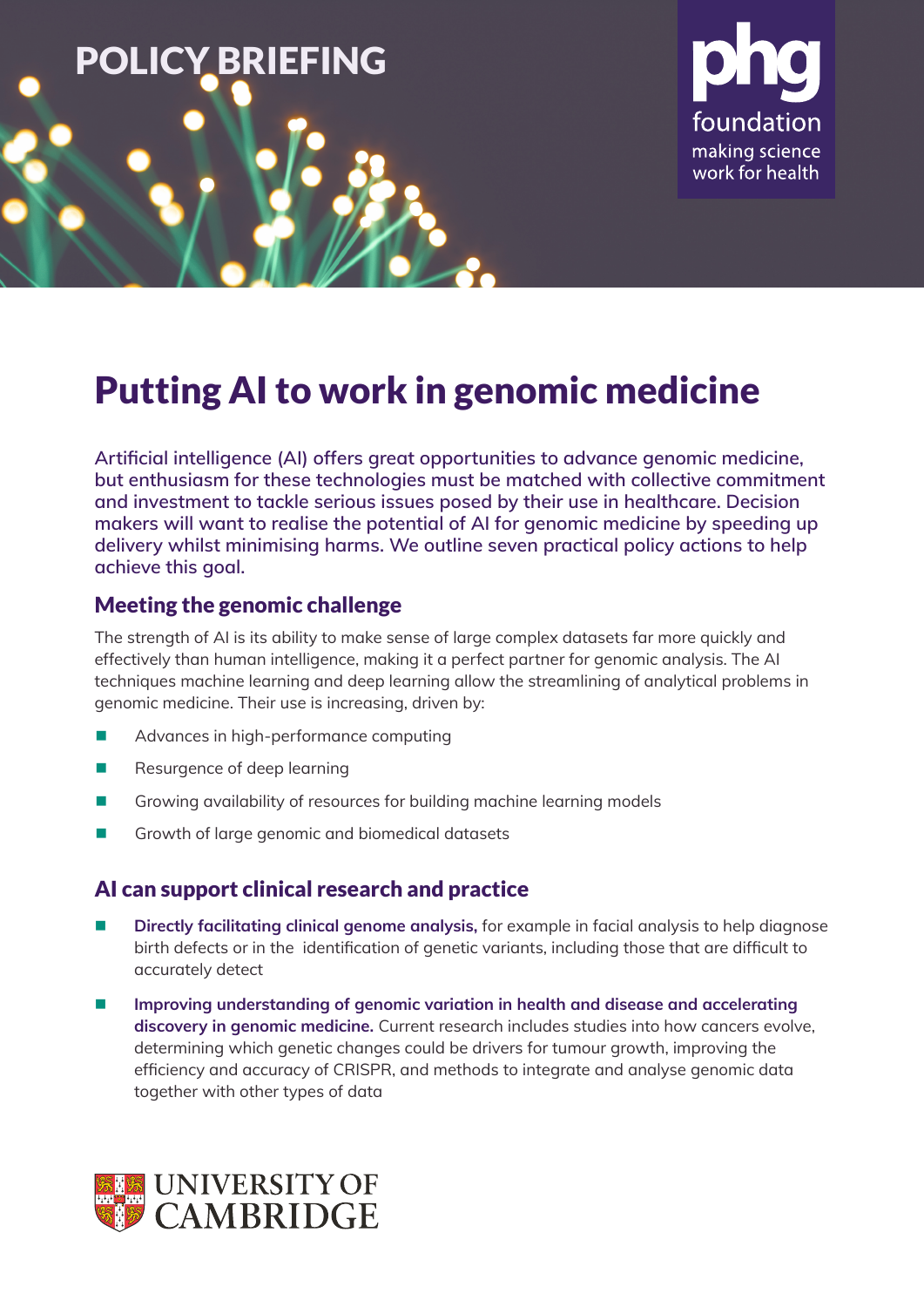POLICY BRIEFING

phg foundation
making science work for health

# Putting AI to work in genomic medicine

**Artificial intelligence (AI) offers great opportunities to advance genomic medicine, but enthusiasm for these technologies must be matched with collective commitment and investment to tackle serious issues posed by their use in healthcare. Decision makers will want to realise the potential of AI for genomic medicine by speeding up delivery whilst minimising harms. We outline seven practical policy actions to help achieve this goal.**

## Meeting the genomic challenge

The strength of AI is its ability to make sense of large complex datasets far more quickly and effectively than human intelligence, making it a perfect partner for genomic analysis. The AI techniques machine learning and deep learning allow the streamlining of analytical problems in genomic medicine. Their use is increasing, driven by:

- Advances in high-performance computing
- Resurgence of deep learning
- Growing availability of resources for building machine learning models
- Growth of large genomic and biomedical datasets

## AI can support clinical research and practice

- **Directly facilitating clinical genome analysis,** for example in facial analysis to help diagnose birth defects or in the identification of genetic variants, including those that are difficult to accurately detect
- **Improving understanding of genomic variation in health and disease and accelerating discovery in genomic medicine.** Current research includes studies into how cancers evolve, determining which genetic changes could be drivers for tumour growth, improving the efficiency and accuracy of CRISPR, and methods to integrate and analyse genomic data together with other types of data

UNIVERSITY OF CAMBRIDGE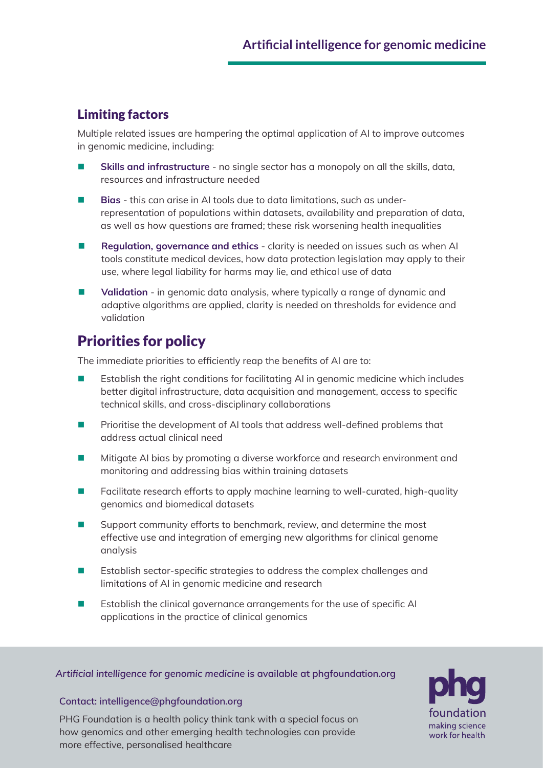## Limiting factors

Multiple related issues are hampering the optimal application of AI to improve outcomes in genomic medicine, including:

- **Skills and infrastructure** - no single sector has a monopoly on all the skills, data, resources and infrastructure needed
- **Bias** - this can arise in AI tools due to data limitations, such as under-representation of populations within datasets, availability and preparation of data, as well as how questions are framed; these risk worsening health inequalities
- **Regulation, governance and ethics** - clarity is needed on issues such as when AI tools constitute medical devices, how data protection legislation may apply to their use, where legal liability for harms may lie, and ethical use of data
- **Validation** - in genomic data analysis, where typically a range of dynamic and adaptive algorithms are applied, clarity is needed on thresholds for evidence and validation

## Priorities for policy

The immediate priorities to efficiently reap the benefits of AI are to:

- Establish the right conditions for facilitating AI in genomic medicine which includes better digital infrastructure, data acquisition and management, access to specific technical skills, and cross-disciplinary collaborations
- Prioritise the development of AI tools that address well-defined problems that address actual clinical need
- Mitigate AI bias by promoting a diverse workforce and research environment and monitoring and addressing bias within training datasets
- Facilitate research efforts to apply machine learning to well-curated, high-quality genomics and biomedical datasets
- Support community efforts to benchmark, review, and determine the most effective use and integration of emerging new algorithms for clinical genome analysis
- Establish sector-specific strategies to address the complex challenges and limitations of AI in genomic medicine and research
- Establish the clinical governance arrangements for the use of specific AI applications in the practice of clinical genomics

***Artificial intelligence for genomic medicine*** **is available at phgfoundation.org**

**Contact: intelligence@phgfoundation.org**

PHG Foundation is a health policy think tank with a special focus on how genomics and other emerging health technologies can provide more effective, personalised healthcare

phg foundation
making science work for health